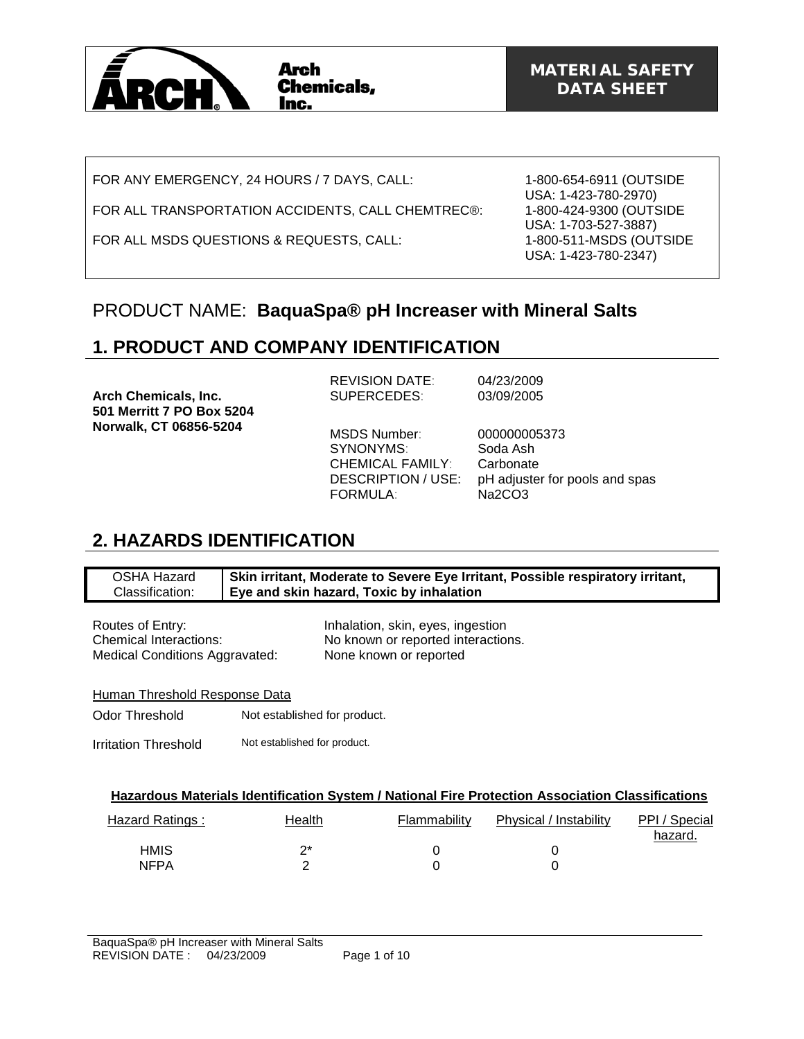Arch Chemicals, Inc.

**MATERIAL SAFETY DATA SHEET**

| | |
|---|---|
| FOR ANY EMERGENCY, 24 HOURS / 7 DAYS, CALL: | 1-800-654-6911 (OUTSIDE USA: 1-423-780-2970) |
| FOR ALL TRANSPORTATION ACCIDENTS, CALL CHEMTREC®: | 1-800-424-9300 (OUTSIDE USA: 1-703-527-3887) |
| FOR ALL MSDS QUESTIONS & REQUESTS, CALL: | 1-800-511-MSDS (OUTSIDE USA: 1-423-780-2347) |

## PRODUCT NAME: **BaquaSpa® pH Increaser with Mineral Salts**

## 1. PRODUCT AND COMPANY IDENTIFICATION

**Arch Chemicals, Inc.**
**501 Merritt 7 PO Box 5204**
**Norwalk, CT 06856-5204**

| | |
|---|---|
| REVISION DATE: | 04/23/2009 |
| SUPERCEDES: | 03/09/2005 |
| MSDS Number: | 000000005373 |
| SYNONYMS: | Soda Ash |
| CHEMICAL FAMILY: | Carbonate |
| DESCRIPTION / USE: | pH adjuster for pools and spas |
| FORMULA: | $Na_2CO_3$ |

## 2. HAZARDS IDENTIFICATION

| OSHA Hazard Classification: | **Skin irritant, Moderate to Severe Eye Irritant, Possible respiratory irritant, Eye and skin hazard, Toxic by inhalation** |
|---|---|

| | |
|---|---|
| Routes of Entry: | Inhalation, skin, eyes, ingestion |
| Chemical Interactions: | No known or reported interactions. |
| Medical Conditions Aggravated: | None known or reported |

Human Threshold Response Data

| | |
|---|---|
| Odor Threshold | Not established for product. |
| Irritation Threshold | Not established for product. |

**Hazardous Materials Identification System / National Fire Protection Association Classifications**

| Hazard Ratings : | Health | Flammability | Physical / Instability | PPI / Special hazard. |
|---|---|---|---|---|
| HMIS | 2* | 0 | 0 | |
| NFPA | 2 | 0 | 0 | |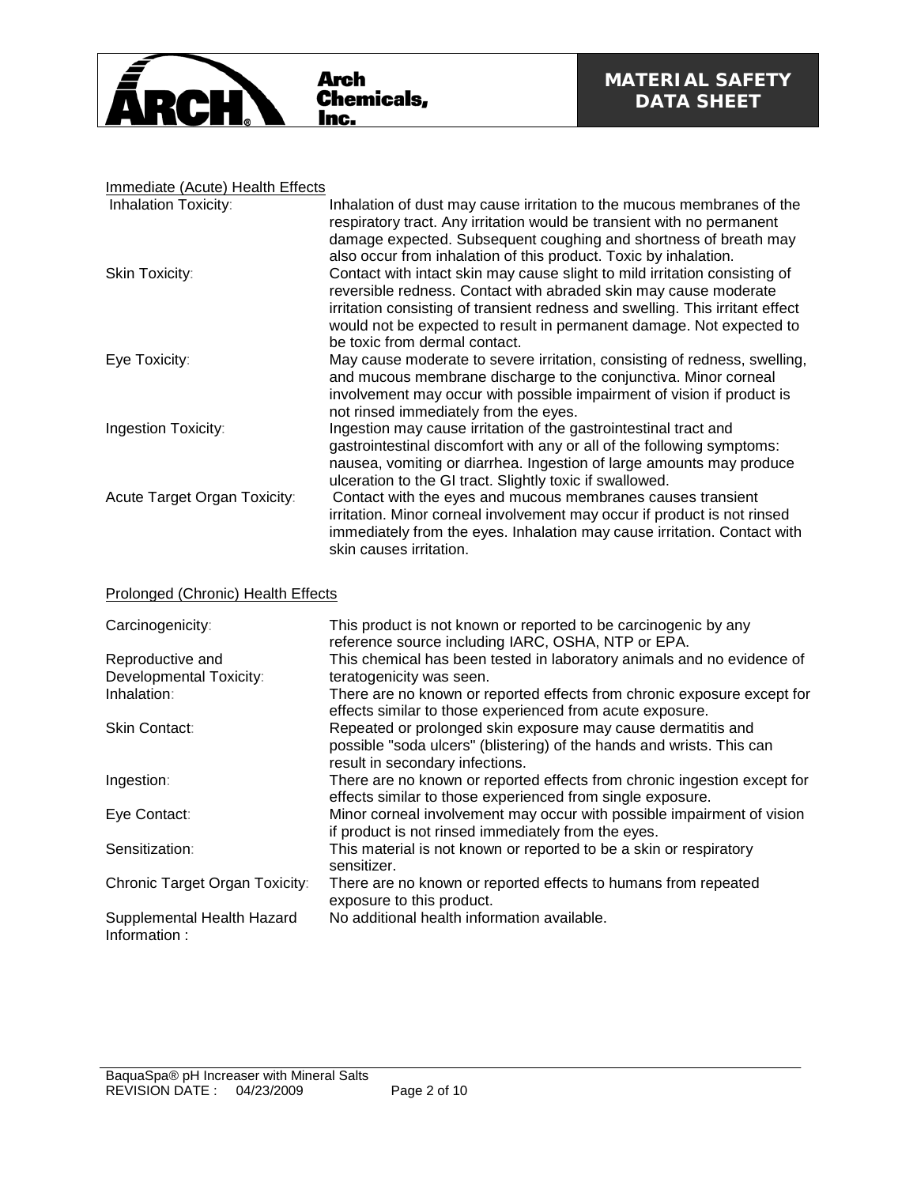## Immediate (Acute) Health Effects

| | |
|---|---|
| Inhalation Toxicity: | Inhalation of dust may cause irritation to the mucous membranes of the respiratory tract. Any irritation would be transient with no permanent damage expected. Subsequent coughing and shortness of breath may also occur from inhalation of this product. Toxic by inhalation. |
| Skin Toxicity: | Contact with intact skin may cause slight to mild irritation consisting of reversible redness. Contact with abraded skin may cause moderate irritation consisting of transient redness and swelling. This irritant effect would not be expected to result in permanent damage. Not expected to be toxic from dermal contact. |
| Eye Toxicity: | May cause moderate to severe irritation, consisting of redness, swelling, and mucous membrane discharge to the conjunctiva. Minor corneal involvement may occur with possible impairment of vision if product is not rinsed immediately from the eyes. |
| Ingestion Toxicity: | Ingestion may cause irritation of the gastrointestinal tract and gastrointestinal discomfort with any or all of the following symptoms: nausea, vomiting or diarrhea. Ingestion of large amounts may produce ulceration to the GI tract. Slightly toxic if swallowed. |
| Acute Target Organ Toxicity: | Contact with the eyes and mucous membranes causes transient irritation. Minor corneal involvement may occur if product is not rinsed immediately from the eyes. Inhalation may cause irritation. Contact with skin causes irritation. |

## Prolonged (Chronic) Health Effects

| | |
|---|---|
| Carcinogenicity: | This product is not known or reported to be carcinogenic by any reference source including IARC, OSHA, NTP or EPA. |
| Reproductive and Developmental Toxicity: | This chemical has been tested in laboratory animals and no evidence of teratogenicity was seen. |
| Inhalation: | There are no known or reported effects from chronic exposure except for effects similar to those experienced from acute exposure. |
| Skin Contact: | Repeated or prolonged skin exposure may cause dermatitis and possible "soda ulcers" (blistering) of the hands and wrists. This can result in secondary infections. |
| Ingestion: | There are no known or reported effects from chronic ingestion except for effects similar to those experienced from single exposure. |
| Eye Contact: | Minor corneal involvement may occur with possible impairment of vision if product is not rinsed immediately from the eyes. |
| Sensitization: | This material is not known or reported to be a skin or respiratory sensitizer. |
| Chronic Target Organ Toxicity: | There are no known or reported effects to humans from repeated exposure to this product. |
| Supplemental Health Hazard Information : | No additional health information available. |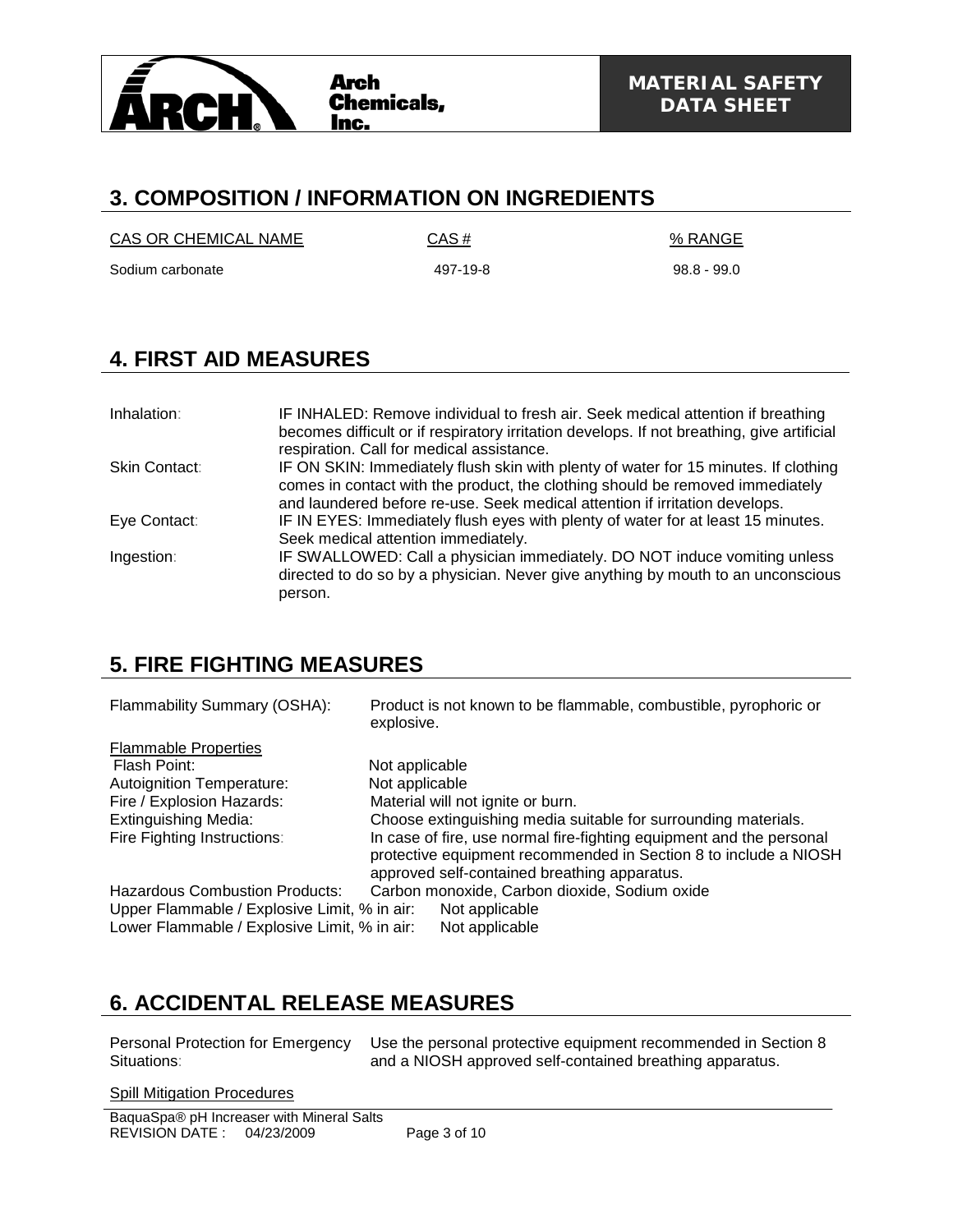## 3. COMPOSITION / INFORMATION ON INGREDIENTS

| CAS OR CHEMICAL NAME | CAS # | % RANGE |
|---|---|---|
| Sodium carbonate | 497-19-8 | 98.8 - 99.0 |

## 4. FIRST AID MEASURES

| | |
|---|---|
| Inhalation: | IF INHALED: Remove individual to fresh air. Seek medical attention if breathing becomes difficult or if respiratory irritation develops. If not breathing, give artificial respiration. Call for medical assistance. |
| Skin Contact: | IF ON SKIN: Immediately flush skin with plenty of water for 15 minutes. If clothing comes in contact with the product, the clothing should be removed immediately and laundered before re-use. Seek medical attention if irritation develops. |
| Eye Contact: | IF IN EYES: Immediately flush eyes with plenty of water for at least 15 minutes. Seek medical attention immediately. |
| Ingestion: | IF SWALLOWED: Call a physician immediately. DO NOT induce vomiting unless directed to do so by a physician. Never give anything by mouth to an unconscious person. |

## 5. FIRE FIGHTING MEASURES

Flammability Summary (OSHA): Product is not known to be flammable, combustible, pyrophoric or explosive.

Flammable Properties

| | |
|---|---|
| Flash Point: | Not applicable |
| Autoignition Temperature: | Not applicable |
| Fire / Explosion Hazards: | Material will not ignite or burn. |
| Extinguishing Media: | Choose extinguishing media suitable for surrounding materials. |
| Fire Fighting Instructions: | In case of fire, use normal fire-fighting equipment and the personal protective equipment recommended in Section 8 to include a NIOSH approved self-contained breathing apparatus. |
| Hazardous Combustion Products: | Carbon monoxide, Carbon dioxide, Sodium oxide |
| Upper Flammable / Explosive Limit, % in air: | Not applicable |
| Lower Flammable / Explosive Limit, % in air: | Not applicable |

## 6. ACCIDENTAL RELEASE MEASURES

Personal Protection for Emergency Situations: Use the personal protective equipment recommended in Section 8 and a NIOSH approved self-contained breathing apparatus.

Spill Mitigation Procedures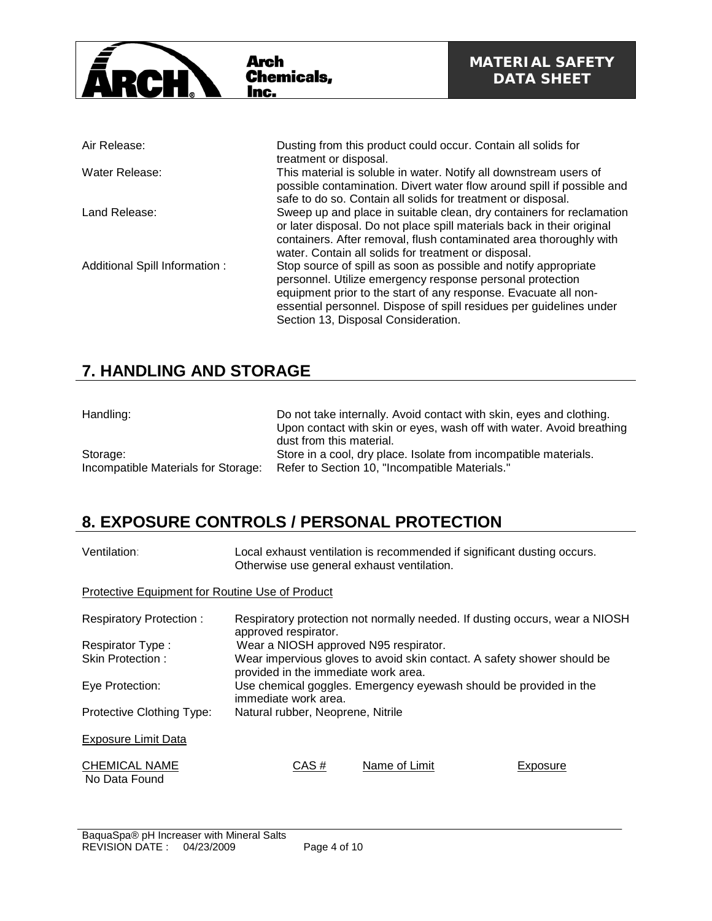| | |
|---|---|
| Air Release: | Dusting from this product could occur. Contain all solids for treatment or disposal. |
| Water Release: | This material is soluble in water. Notify all downstream users of possible contamination. Divert water flow around spill if possible and safe to do so. Contain all solids for treatment or disposal. |
| Land Release: | Sweep up and place in suitable clean, dry containers for reclamation or later disposal. Do not place spill materials back in their original containers. After removal, flush contaminated area thoroughly with water. Contain all solids for treatment or disposal. |
| Additional Spill Information : | Stop source of spill as soon as possible and notify appropriate personnel. Utilize emergency response personal protection equipment prior to the start of any response. Evacuate all non-essential personnel. Dispose of spill residues per guidelines under Section 13, Disposal Consideration. |

## 7. HANDLING AND STORAGE

| | |
|---|---|
| Handling: | Do not take internally. Avoid contact with skin, eyes and clothing. Upon contact with skin or eyes, wash off with water. Avoid breathing dust from this material. |
| Storage: | Store in a cool, dry place. Isolate from incompatible materials. |
| Incompatible Materials for Storage: | Refer to Section 10, "Incompatible Materials." |

## 8. EXPOSURE CONTROLS / PERSONAL PROTECTION

| | |
|---|---|
| Ventilation: | Local exhaust ventilation is recommended if significant dusting occurs. Otherwise use general exhaust ventilation. |

Protective Equipment for Routine Use of Product

| | |
|---|---|
| Respiratory Protection : | Respiratory protection not normally needed. If dusting occurs, wear a NIOSH approved respirator. |
| Respirator Type : | Wear a NIOSH approved N95 respirator. |
| Skin Protection : | Wear impervious gloves to avoid skin contact. A safety shower should be provided in the immediate work area. |
| Eye Protection: | Use chemical goggles. Emergency eyewash should be provided in the immediate work area. |
| Protective Clothing Type: | Natural rubber, Neoprene, Nitrile |

Exposure Limit Data

| CHEMICAL NAME | CAS # | Name of Limit | Exposure |
|---|---|---|---|
| No Data Found | | | |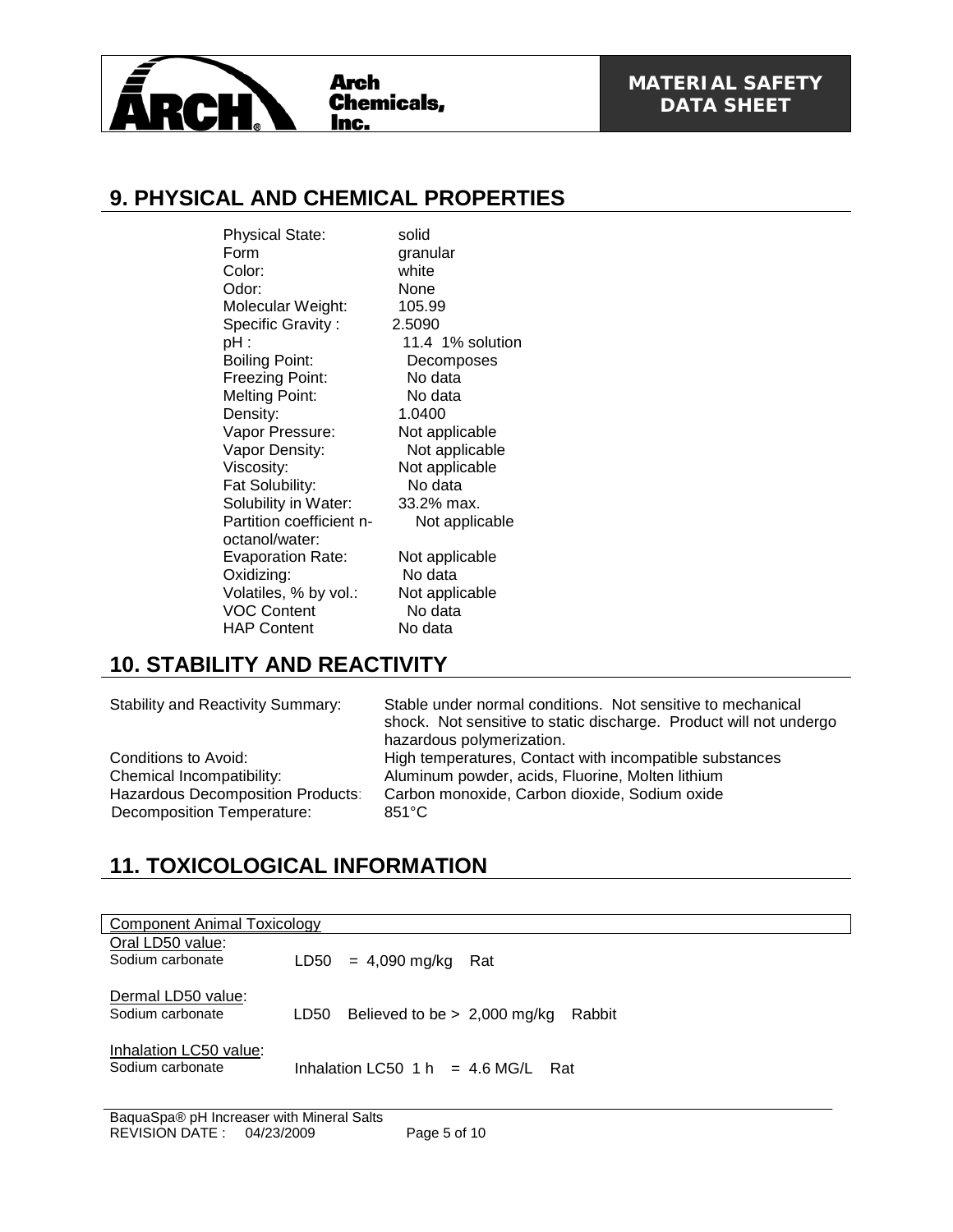## 9. PHYSICAL AND CHEMICAL PROPERTIES

| | |
|---|---|
| Physical State: | solid |
| Form | granular |
| Color: | white |
| Odor: | None |
| Molecular Weight: | 105.99 |
| Specific Gravity : | 2.5090 |
| pH : | 11.4 1% solution |
| Boiling Point: | Decomposes |
| Freezing Point: | No data |
| Melting Point: | No data |
| Density: | 1.0400 |
| Vapor Pressure: | Not applicable |
| Vapor Density: | Not applicable |
| Viscosity: | Not applicable |
| Fat Solubility: | No data |
| Solubility in Water: | 33.2% max. |
| Partition coefficient n-octanol/water: | Not applicable |
| Evaporation Rate: | Not applicable |
| Oxidizing: | No data |
| Volatiles, % by vol.: | Not applicable |
| VOC Content | No data |
| HAP Content | No data |

## 10. STABILITY AND REACTIVITY

| | |
|---|---|
| Stability and Reactivity Summary: | Stable under normal conditions. Not sensitive to mechanical shock. Not sensitive to static discharge. Product will not undergo hazardous polymerization. |
| Conditions to Avoid: | High temperatures, Contact with incompatible substances |
| Chemical Incompatibility: | Aluminum powder, acids, Fluorine, Molten lithium |
| Hazardous Decomposition Products: | Carbon monoxide, Carbon dioxide, Sodium oxide |
| Decomposition Temperature: | 851°C |

## 11. TOXICOLOGICAL INFORMATION

**Component Animal Toxicology**

Oral LD50 value:

| | |
|---|---|
| Sodium carbonate | LD50 = 4,090 mg/kg Rat |

Dermal LD50 value:

| | |
|---|---|
| Sodium carbonate | LD50 Believed to be > 2,000 mg/kg Rabbit |

Inhalation LC50 value:

| | |
|---|---|
| Sodium carbonate | Inhalation LC50 1 h = 4.6 MG/L Rat |

BaquaSpa® pH Increaser with Mineral Salts
REVISION DATE : 04/23/2009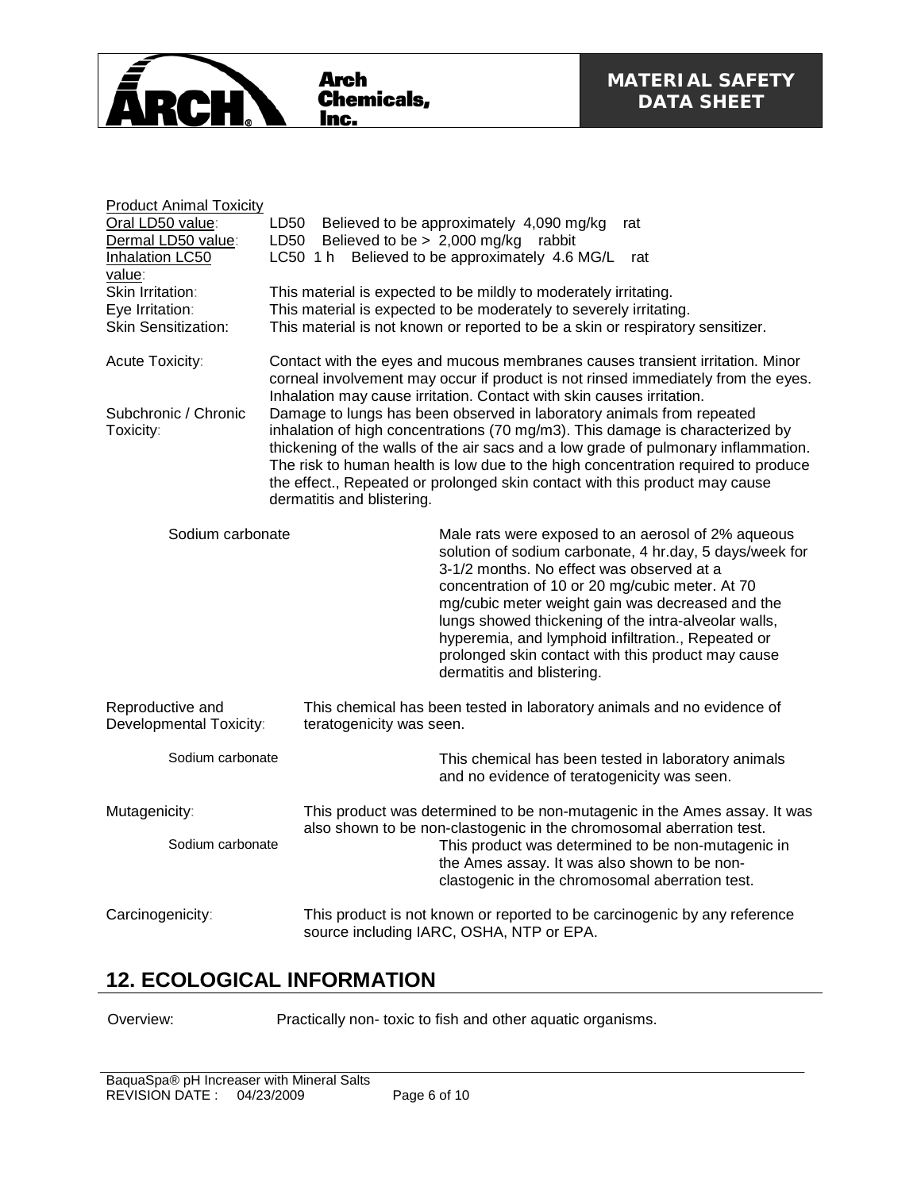Product Animal Toxicity

| | |
|---|---|
| Oral LD50 value: | LD50 Believed to be approximately 4,090 mg/kg rat |
| Dermal LD50 value: | LD50 Believed to be > 2,000 mg/kg rabbit |
| Inhalation LC50 value: | LC50 1 h Believed to be approximately 4.6 MG/L rat |
| Skin Irritation: | This material is expected to be mildly to moderately irritating. |
| Eye Irritation: | This material is expected to be moderately to severely irritating. |
| Skin Sensitization: | This material is not known or reported to be a skin or respiratory sensitizer. |

Acute Toxicity: Contact with the eyes and mucous membranes causes transient irritation. Minor corneal involvement may occur if product is not rinsed immediately from the eyes. Inhalation may cause irritation. Contact with skin causes irritation.

Subchronic / Chronic Toxicity: Damage to lungs has been observed in laboratory animals from repeated inhalation of high concentrations (70 mg/m3). This damage is characterized by thickening of the walls of the air sacs and a low grade of pulmonary inflammation. The risk to human health is low due to the high concentration required to produce the effect., Repeated or prolonged skin contact with this product may cause dermatitis and blistering.

Sodium carbonate: Male rats were exposed to an aerosol of 2% aqueous solution of sodium carbonate, 4 hr.day, 5 days/week for 3-1/2 months. No effect was observed at a concentration of 10 or 20 mg/cubic meter. At 70 mg/cubic meter weight gain was decreased and the lungs showed thickening of the intra-alveolar walls, hyperemia, and lymphoid infiltration., Repeated or prolonged skin contact with this product may cause dermatitis and blistering.

Reproductive and Developmental Toxicity: This chemical has been tested in laboratory animals and no evidence of teratogenicity was seen.

Sodium carbonate: This chemical has been tested in laboratory animals and no evidence of teratogenicity was seen.

Mutagenicity: This product was determined to be non-mutagenic in the Ames assay. It was also shown to be non-clastogenic in the chromosomal aberration test.

Sodium carbonate: This product was determined to be non-mutagenic in the Ames assay. It was also shown to be non-clastogenic in the chromosomal aberration test.

Carcinogenicity: This product is not known or reported to be carcinogenic by any reference source including IARC, OSHA, NTP or EPA.

## 12. ECOLOGICAL INFORMATION

Overview: Practically non- toxic to fish and other aquatic organisms.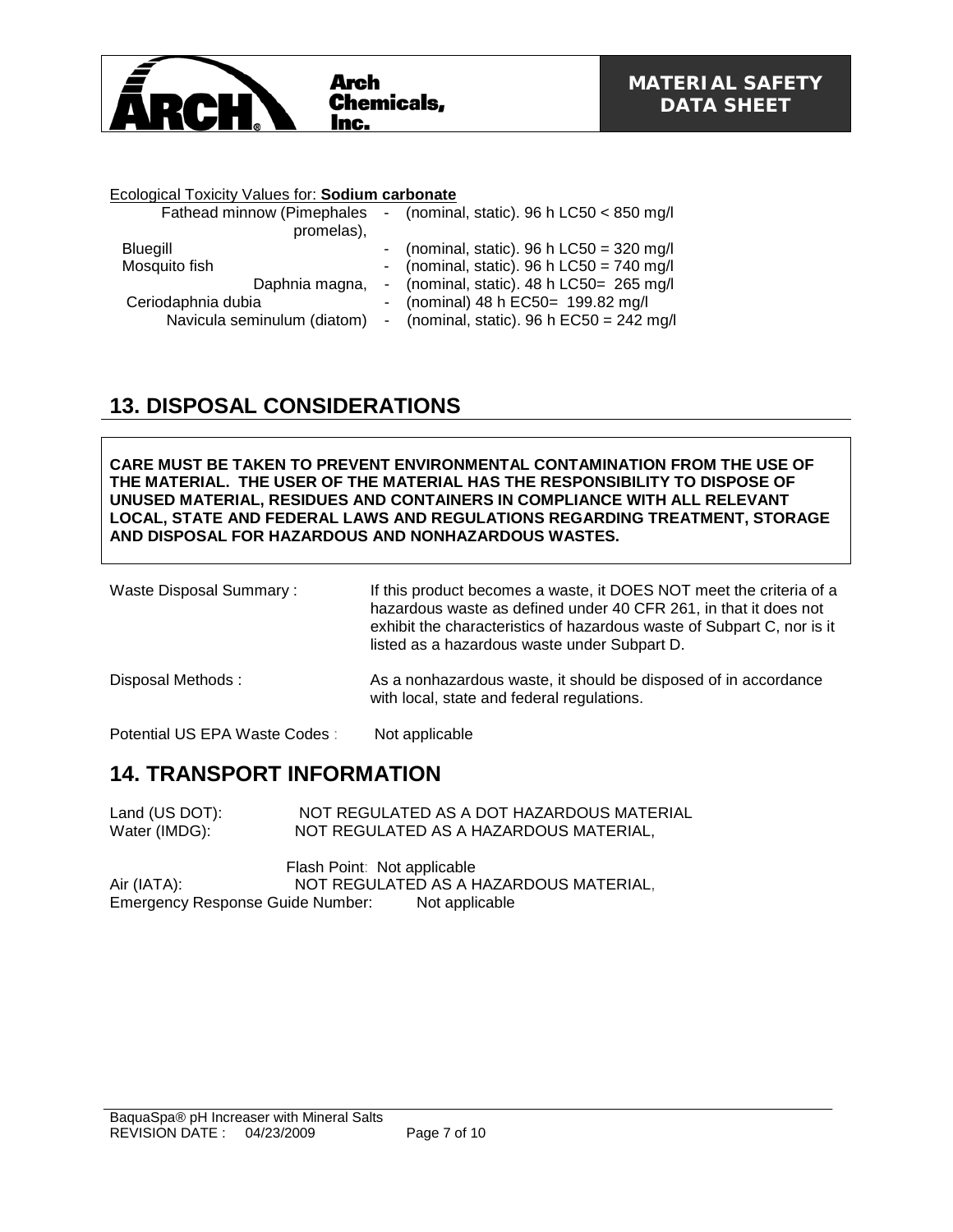Ecological Toxicity Values for: **Sodium carbonate**

| | | |
|---|---|---|
| Fathead minnow (Pimephales promelas), | - | (nominal, static). 96 h LC50 < 850 mg/l |
| Bluegill | - | (nominal, static). 96 h LC50 = 320 mg/l |
| Mosquito fish | - | (nominal, static). 96 h LC50 = 740 mg/l |
| Daphnia magna, | - | (nominal, static). 48 h LC50= 265 mg/l |
| Ceriodaphnia dubia | - | (nominal) 48 h EC50= 199.82 mg/l |
| Navicula seminulum (diatom) | - | (nominal, static). 96 h EC50 = 242 mg/l |

## 13. DISPOSAL CONSIDERATIONS

**CARE MUST BE TAKEN TO PREVENT ENVIRONMENTAL CONTAMINATION FROM THE USE OF THE MATERIAL. THE USER OF THE MATERIAL HAS THE RESPONSIBILITY TO DISPOSE OF UNUSED MATERIAL, RESIDUES AND CONTAINERS IN COMPLIANCE WITH ALL RELEVANT LOCAL, STATE AND FEDERAL LAWS AND REGULATIONS REGARDING TREATMENT, STORAGE AND DISPOSAL FOR HAZARDOUS AND NONHAZARDOUS WASTES.**

| | |
|---|---|
| Waste Disposal Summary : | If this product becomes a waste, it DOES NOT meet the criteria of a hazardous waste as defined under 40 CFR 261, in that it does not exhibit the characteristics of hazardous waste of Subpart C, nor is it listed as a hazardous waste under Subpart D. |
| Disposal Methods : | As a nonhazardous waste, it should be disposed of in accordance with local, state and federal regulations. |
| Potential US EPA Waste Codes : | Not applicable |

## 14. TRANSPORT INFORMATION

Land (US DOT): NOT REGULATED AS A DOT HAZARDOUS MATERIAL
Water (IMDG): NOT REGULATED AS A HAZARDOUS MATERIAL,

Flash Point: Not applicable
Air (IATA): NOT REGULATED AS A HAZARDOUS MATERIAL,
Emergency Response Guide Number: Not applicable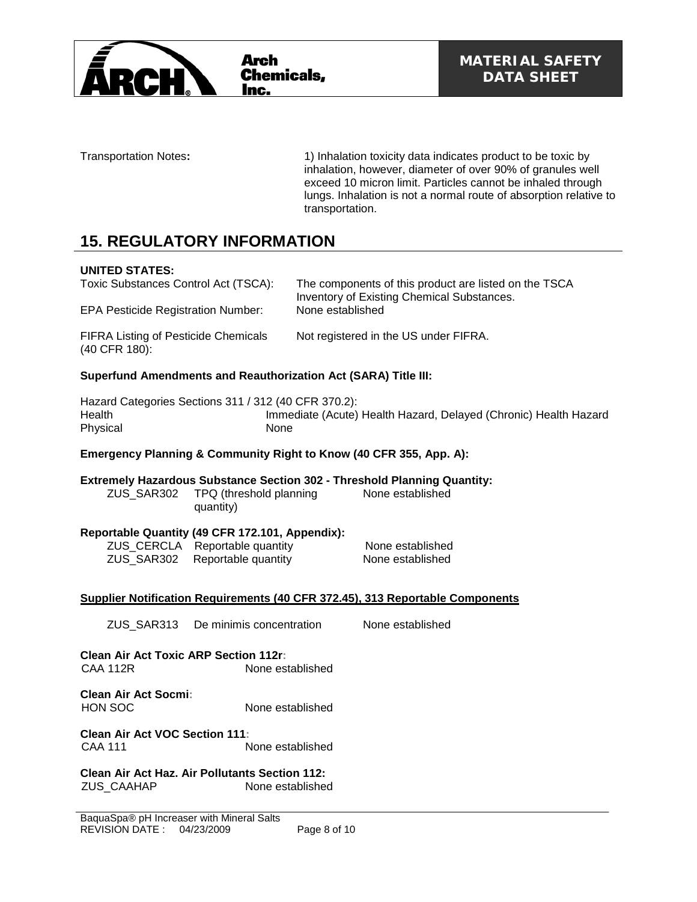Transportation Notes: 1) Inhalation toxicity data indicates product to be toxic by inhalation, however, diameter of over 90% of granules well exceed 10 micron limit. Particles cannot be inhaled through lungs. Inhalation is not a normal route of absorption relative to transportation.

## 15. REGULATORY INFORMATION

**UNITED STATES:**

| | |
|---|---|
| Toxic Substances Control Act (TSCA): | The components of this product are listed on the TSCA Inventory of Existing Chemical Substances. |
| EPA Pesticide Registration Number: | None established |
| FIFRA Listing of Pesticide Chemicals (40 CFR 180): | Not registered in the US under FIFRA. |

**Superfund Amendments and Reauthorization Act (SARA) Title III:**

Hazard Categories Sections 311 / 312 (40 CFR 370.2):

| | |
|---|---|
| Health | Immediate (Acute) Health Hazard, Delayed (Chronic) Health Hazard |
| Physical | None |

**Emergency Planning & Community Right to Know (40 CFR 355, App. A):**

**Extremely Hazardous Substance Section 302 - Threshold Planning Quantity:**

| | | |
|---|---|---|
| ZUS_SAR302 | TPQ (threshold planning quantity) | None established |

**Reportable Quantity (49 CFR 172.101, Appendix):**

| | | |
|---|---|---|
| ZUS_CERCLA | Reportable quantity | None established |
| ZUS_SAR302 | Reportable quantity | None established |

**Supplier Notification Requirements (40 CFR 372.45), 313 Reportable Components**

| | | |
|---|---|---|
| ZUS_SAR313 | De minimis concentration | None established |

**Clean Air Act Toxic ARP Section 112r:**

CAA 112R None established

**Clean Air Act Socmi:**

HON SOC None established

**Clean Air Act VOC Section 111:**

CAA 111 None established

**Clean Air Act Haz. Air Pollutants Section 112:**

ZUS_CAAHAP None established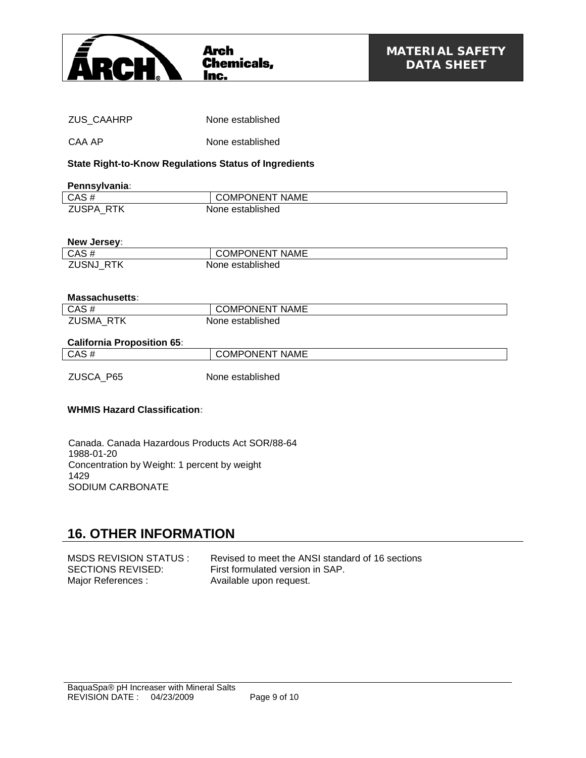| | |
|---|---|
| ZUS_CAAHRP | None established |
| CAA AP | None established |

**State Right-to-Know Regulations Status of Ingredients**

**Pennsylvania:**

| CAS # | COMPONENT NAME |
|---|---|
| ZUSPA_RTK | None established |

**New Jersey:**

| CAS # | COMPONENT NAME |
|---|---|
| ZUSNJ_RTK | None established |

**Massachusetts:**

| CAS # | COMPONENT NAME |
|---|---|
| ZUSMA_RTK | None established |

**California Proposition 65:**

| CAS # | COMPONENT NAME |
|---|---|
| ZUSCA_P65 | None established |

**WHMIS Hazard Classification:**

Canada. Canada Hazardous Products Act SOR/88-64
1988-01-20
Concentration by Weight: 1 percent by weight
1429
SODIUM CARBONATE

## 16. OTHER INFORMATION

| | |
|---|---|
| MSDS REVISION STATUS : | Revised to meet the ANSI standard of 16 sections |
| SECTIONS REVISED: | First formulated version in SAP. |
| Major References : | Available upon request. |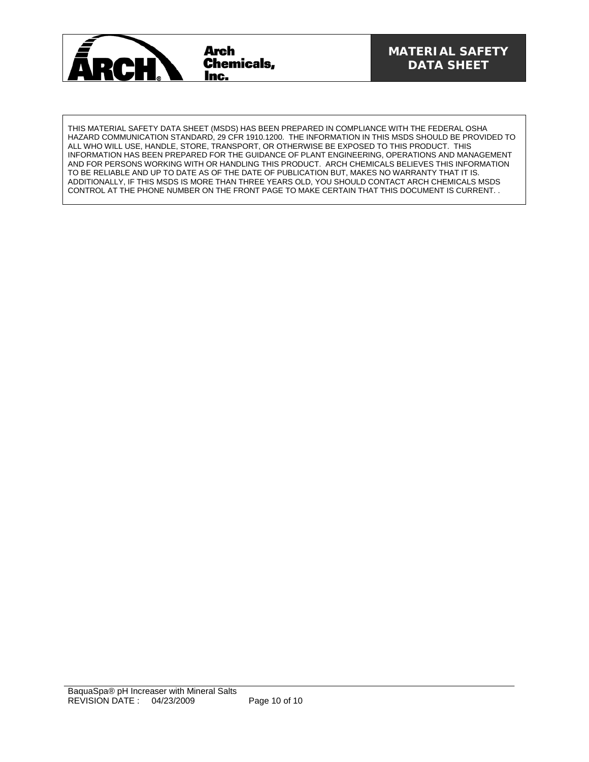THIS MATERIAL SAFETY DATA SHEET (MSDS) HAS BEEN PREPARED IN COMPLIANCE WITH THE FEDERAL OSHA HAZARD COMMUNICATION STANDARD, 29 CFR 1910.1200. THE INFORMATION IN THIS MSDS SHOULD BE PROVIDED TO ALL WHO WILL USE, HANDLE, STORE, TRANSPORT, OR OTHERWISE BE EXPOSED TO THIS PRODUCT. THIS INFORMATION HAS BEEN PREPARED FOR THE GUIDANCE OF PLANT ENGINEERING, OPERATIONS AND MANAGEMENT AND FOR PERSONS WORKING WITH OR HANDLING THIS PRODUCT. ARCH CHEMICALS BELIEVES THIS INFORMATION TO BE RELIABLE AND UP TO DATE AS OF THE DATE OF PUBLICATION BUT, MAKES NO WARRANTY THAT IT IS. ADDITIONALLY, IF THIS MSDS IS MORE THAN THREE YEARS OLD, YOU SHOULD CONTACT ARCH CHEMICALS MSDS CONTROL AT THE PHONE NUMBER ON THE FRONT PAGE TO MAKE CERTAIN THAT THIS DOCUMENT IS CURRENT. .